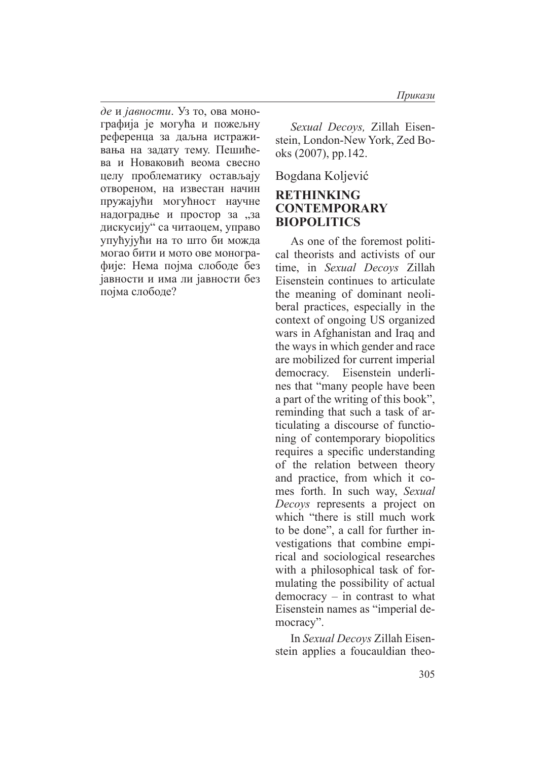*де* и *јавности*. Уз то, ова монографија је могућа и пожељну референца за даља истраживања на задату тему. Пешићева и Новаковић веома свесно целу проблематику остављају отвореном, на известан начин пружајући могућност научне надоградње и простор за „за дискусију" са читаоцем, управо упућујући на то што би можда могао бити и мото ове монографије: Нема појма слободе без јавности и има ли јавности без појма слободе?

*Sexual Decoys,* Zillah Eisenstein, London-New York, Zed Books (2007), pp.142.

Bogdana Koljević

## RETHINKING CONTEMPORARY BIOPOLITICS

As one of the foremost political theorists and activists of our time, in *Sexual Decoys* Zillah Eisenstein continues to articulate the meaning of dominant neoliberal practices, especially in the context of ongoing US organized wars in Afghanistan and Iraq and the ways in which gender and race are mobilized for current imperial democracy. Eisenstein underlines that "many people have been a part of the writing of this book", reminding that such a task of articulating a discourse of functioning of contemporary biopolitics requires a specific understanding of the relation between theory and practice, from which it comes forth. In such way, *Sexual Decoys* represents a project on which "there is still much work to be done", a call for further investigations that combine empirical and sociological researches with a philosophical task of formulating the possibility of actual democracy – in contrast to what Eisenstein names as "imperial democracy".

In *Sexual Decoys* Zillah Eisenstein applies a foucauldian theo-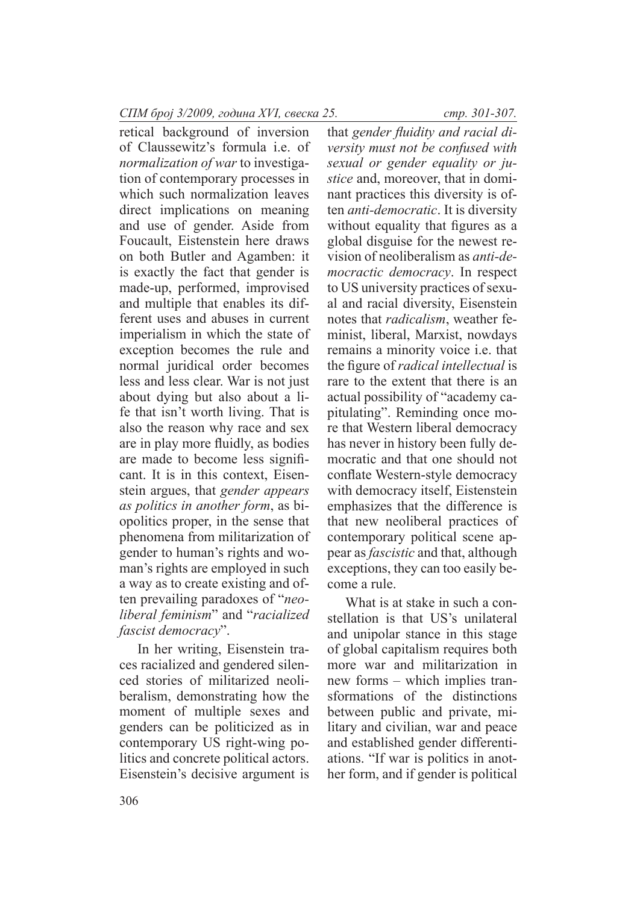retical background of inversion of Claussewitz's formula i.e. of *normalization of war* to investigation of contemporary processes in which such normalization leaves direct implications on meaning and use of gender. Aside from Foucault, Eisenstein here draws on both Butler and Agamben: it is exactly the fact that gender is made-up, performed, improvised and multiple that enables its different uses and abuses in current imperialism in which the state of exception becomes the rule and normal juridical order becomes less and less clear. War is not just about dying but also about a life that isn't worth living. That is also the reason why race and sex are in play more fluidly, as bodies are made to become less significant. It is in this context, Eisenstein argues, that *gender appears as politics in another form*, as biopolitics proper, in the sense that phenomena from militarization of gender to human's rights and woman's rights are employed in such a way as to create existing and often prevailing paradoxes of "*neoliberal feminism*" and "*racialized fascist democracy*".

In her writing, Eisenstein traces racialized and gendered silenced stories of militarized neoliberalism, demonstrating how the moment of multiple sexes and genders can be politicized as in contemporary US right-wing politics and concrete political actors. Eisenstein's decisive argument is that *gender fluidity and racial diversity must not be confused with sexual or gender equality or justice* and, moreover, that in dominant practices this diversity is often *anti-democratic*. It is diversity without equality that figures as a global disguise for the newest revision of neoliberalism as *anti-democractic democracy*. In respect to US university practices of sexual and racial diversity, Eisenstein notes that *radicalism*, weather feminist, liberal, Marxist, nowdays remains a minority voice i.e. that the figure of *radical intellectual* is rare to the extent that there is an actual possibility of "academy capitulating". Reminding once more that Western liberal democracy has never in history been fully democratic and that one should not conflate Western-style democracy with democracy itself, Eistenstein emphasizes that the difference is that new neoliberal practices of contemporary political scene appear as *fascistic* and that, although exceptions, they can too easily become a rule.

What is at stake in such a constellation is that US's unilateral and unipolar stance in this stage of global capitalism requires both more war and militarization in new forms – which implies transformations of the distinctions between public and private, military and civilian, war and peace and established gender differentiations. "If war is politics in another form, and if gender is political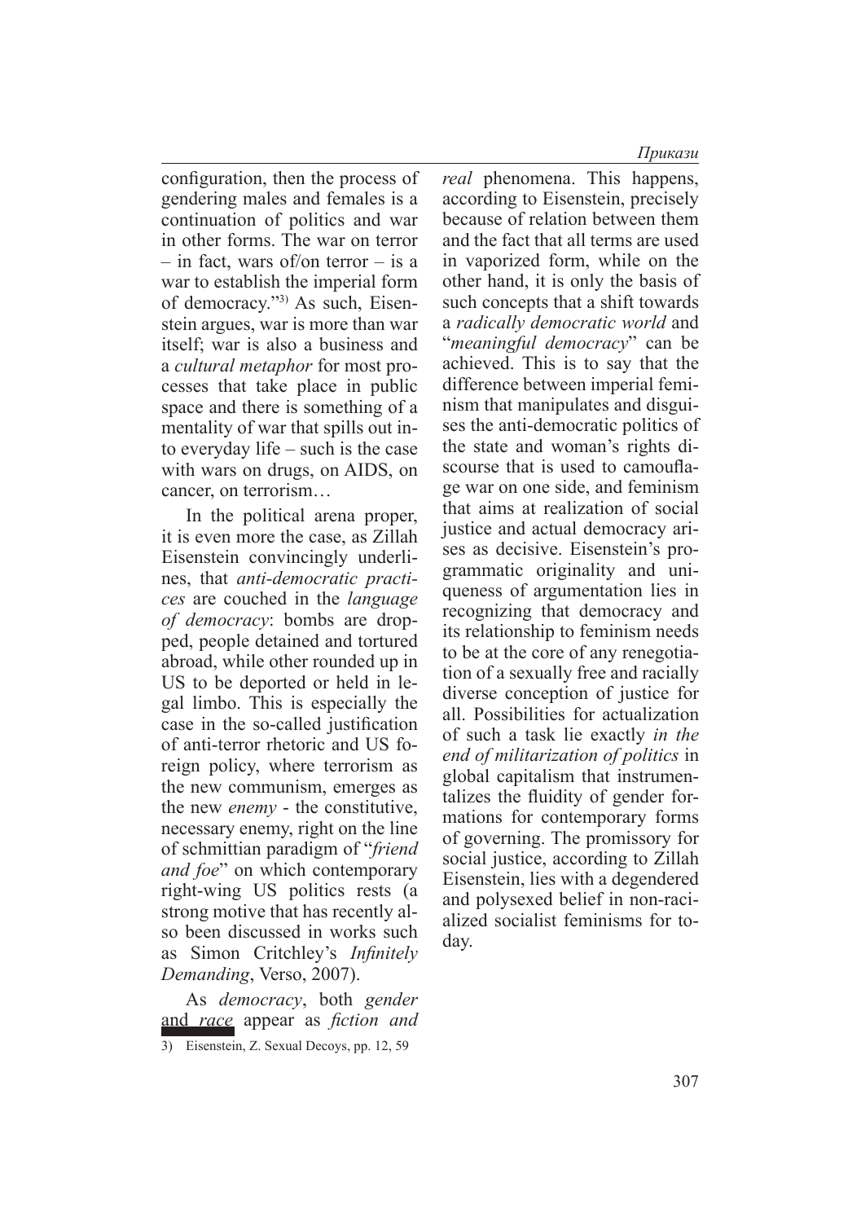configuration, then the process of gendering males and females is a continuation of politics and war in other forms. The war on terror – in fact, wars of/on terror – is a war to establish the imperial form of democracy."[3] As such, Eisenstein argues, war is more than war itself; war is also a business and a *cultural metaphor* for most processes that take place in public space and there is something of a mentality of war that spills out into everyday life – such is the case with wars on drugs, on AIDS, on cancer, on terrorism…

In the political arena proper, it is even more the case, as Zillah Eisenstein convincingly underlines, that *anti-democratic practices* are couched in the *language of democracy*: bombs are dropped, people detained and tortured abroad, while other rounded up in US to be deported or held in legal limbo. This is especially the case in the so-called justification of anti-terror rhetoric and US foreign policy, where terrorism as the new communism, emerges as the new *enemy* - the constitutive, necessary enemy, right on the line of schmittian paradigm of "*friend and foe*" on which contemporary right-wing US politics rests (a strong motive that has recently also been discussed in works such as Simon Critchley's *Infinitely Demanding*, Verso, 2007).

As *democracy*, both *gender* and *race* appear as *fiction and real* phenomena. This happens, according to Eisenstein, precisely because of relation between them and the fact that all terms are used in vaporized form, while on the other hand, it is only the basis of such concepts that a shift towards a *radically democratic world* and "*meaningful democracy*" can be achieved. This is to say that the difference between imperial feminism that manipulates and disguises the anti-democratic politics of the state and woman's rights discourse that is used to camouflage war on one side, and feminism that aims at realization of social justice and actual democracy arises as decisive. Eisenstein's programmatic originality and uniqueness of argumentation lies in recognizing that democracy and its relationship to feminism needs to be at the core of any renegotiation of a sexually free and racially diverse conception of justice for all. Possibilities for actualization of such a task lie exactly *in the end of militarization of politics* in global capitalism that instrumentalizes the fluidity of gender formations for contemporary forms of governing. The promissory for social justice, according to Zillah Eisenstein, lies with a degendered and polysexed belief in non-racialized socialist feminisms for today.

3) Eisenstein, Z. Sexual Decoys, pp. 12, 59